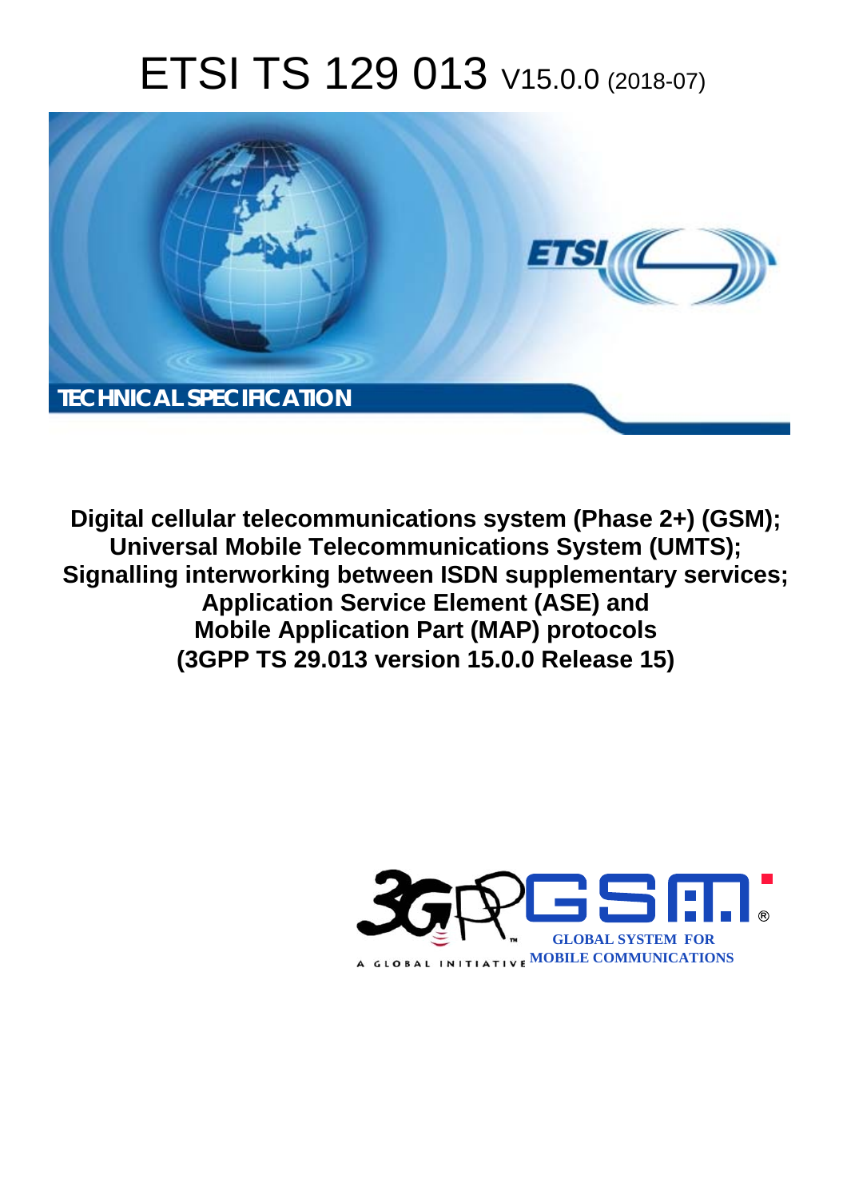# ETSI TS 129 013 V15.0.0 (2018-07)

TECHNICAL SPECIFICATION

**Digital cellular telecommunications system (Phase 2+) (GSM); Universal Mobile Telecommunications System (UMTS); Signalling interworking between ISDN supplementary services; Application Service Element (ASE) and Mobile Application Part (MAP) protocols (3GPP TS 29.013 version 15.0.0 Release 15)**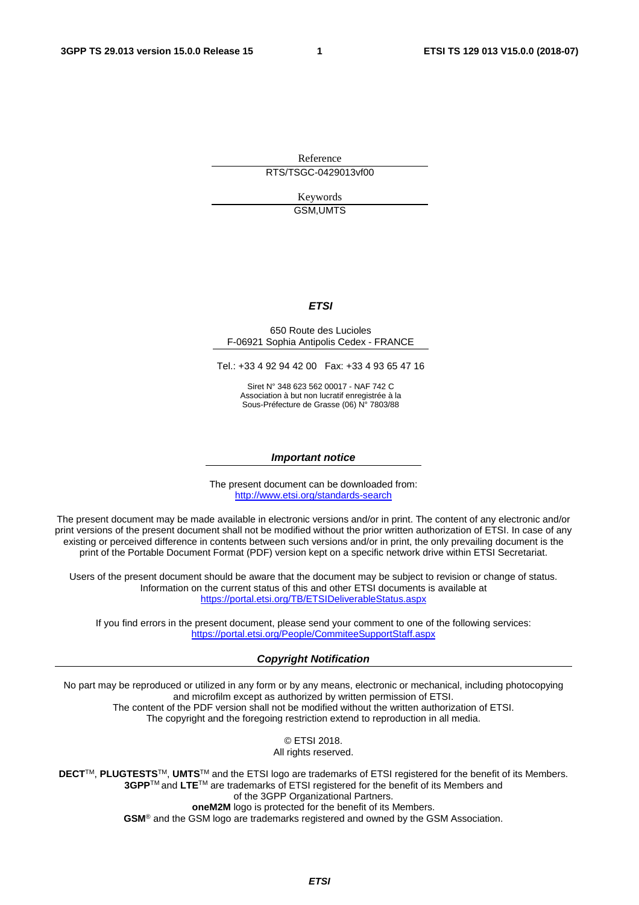Reference

RTS/TSGC-0429013vf00

Keywords

GSM,UMTS

***ETSI***

650 Route des Lucioles
F-06921 Sophia Antipolis Cedex - FRANCE

Tel.: +33 4 92 94 42 00   Fax: +33 4 93 65 47 16

Siret N° 348 623 562 00017 - NAF 742 C
Association à but non lucratif enregistrée à la
Sous-Préfecture de Grasse (06) N° 7803/88

***Important notice***

The present document can be downloaded from:
http://www.etsi.org/standards-search

The present document may be made available in electronic versions and/or in print. The content of any electronic and/or print versions of the present document shall not be modified without the prior written authorization of ETSI. In case of any existing or perceived difference in contents between such versions and/or in print, the only prevailing document is the print of the Portable Document Format (PDF) version kept on a specific network drive within ETSI Secretariat.

Users of the present document should be aware that the document may be subject to revision or change of status. Information on the current status of this and other ETSI documents is available at
https://portal.etsi.org/TB/ETSIDeliverableStatus.aspx

If you find errors in the present document, please send your comment to one of the following services:
https://portal.etsi.org/People/CommiteeSupportStaff.aspx

***Copyright Notification***

No part may be reproduced or utilized in any form or by any means, electronic or mechanical, including photocopying and microfilm except as authorized by written permission of ETSI.
The content of the PDF version shall not be modified without the written authorization of ETSI.
The copyright and the foregoing restriction extend to reproduction in all media.

© ETSI 2018.
All rights reserved.

**DECT**™, **PLUGTESTS**™, **UMTS**™ and the ETSI logo are trademarks of ETSI registered for the benefit of its Members.
**3GPP**™ and **LTE**™ are trademarks of ETSI registered for the benefit of its Members and of the 3GPP Organizational Partners.
**oneM2M** logo is protected for the benefit of its Members.
**GSM**® and the GSM logo are trademarks registered and owned by the GSM Association.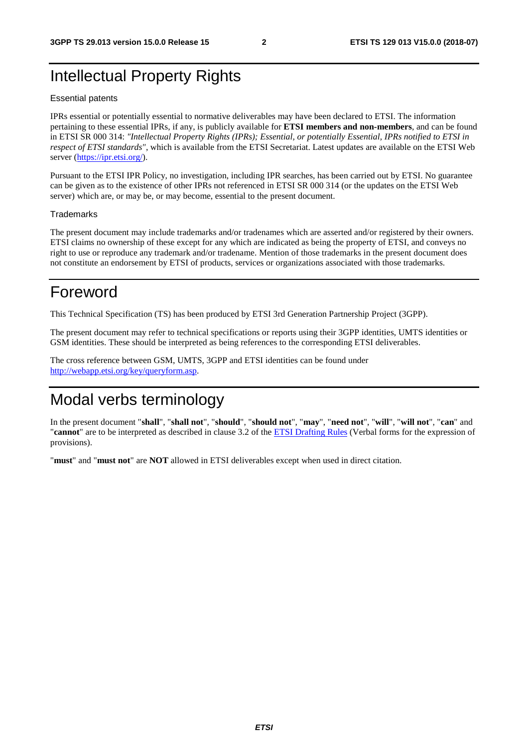# Intellectual Property Rights

Essential patents

IPRs essential or potentially essential to normative deliverables may have been declared to ETSI. The information pertaining to these essential IPRs, if any, is publicly available for **ETSI members and non-members**, and can be found in ETSI SR 000 314: *"Intellectual Property Rights (IPRs); Essential, or potentially Essential, IPRs notified to ETSI in respect of ETSI standards"*, which is available from the ETSI Secretariat. Latest updates are available on the ETSI Web server (https://ipr.etsi.org/).

Pursuant to the ETSI IPR Policy, no investigation, including IPR searches, has been carried out by ETSI. No guarantee can be given as to the existence of other IPRs not referenced in ETSI SR 000 314 (or the updates on the ETSI Web server) which are, or may be, or may become, essential to the present document.

Trademarks

The present document may include trademarks and/or tradenames which are asserted and/or registered by their owners. ETSI claims no ownership of these except for any which are indicated as being the property of ETSI, and conveys no right to use or reproduce any trademark and/or tradename. Mention of those trademarks in the present document does not constitute an endorsement by ETSI of products, services or organizations associated with those trademarks.

# Foreword

This Technical Specification (TS) has been produced by ETSI 3rd Generation Partnership Project (3GPP).

The present document may refer to technical specifications or reports using their 3GPP identities, UMTS identities or GSM identities. These should be interpreted as being references to the corresponding ETSI deliverables.

The cross reference between GSM, UMTS, 3GPP and ETSI identities can be found under http://webapp.etsi.org/key/queryform.asp.

# Modal verbs terminology

In the present document "**shall**", "**shall not**", "**should**", "**should not**", "**may**", "**need not**", "**will**", "**will not**", "**can**" and "**cannot**" are to be interpreted as described in clause 3.2 of the ETSI Drafting Rules (Verbal forms for the expression of provisions).

"**must**" and "**must not**" are **NOT** allowed in ETSI deliverables except when used in direct citation.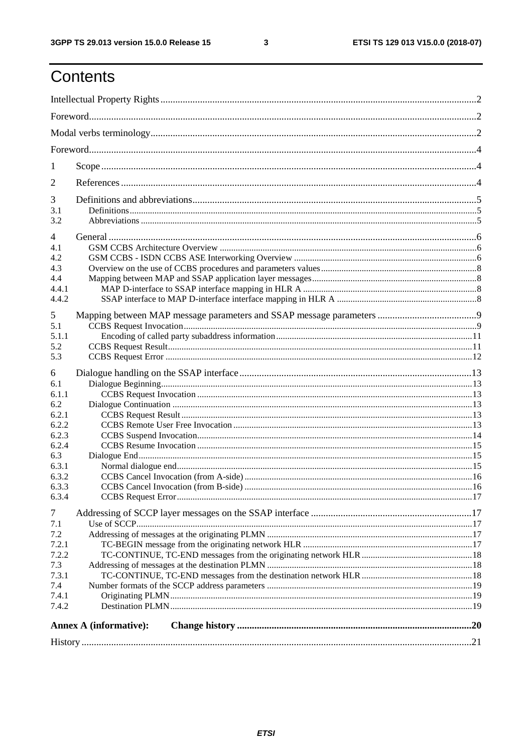# Contents

Intellectual Property Rights ..... 2

Foreword ..... 2

Modal verbs terminology ..... 2

Foreword ..... 4

1 Scope ..... 4

2 References ..... 4

3 Definitions and abbreviations ..... 5
- 3.1 Definitions ..... 5
- 3.2 Abbreviations ..... 5

4 General ..... 6
- 4.1 GSM CCBS Architecture Overview ..... 6
- 4.2 GSM CCBS - ISDN CCBS ASE Interworking Overview ..... 6
- 4.3 Overview on the use of CCBS procedures and parameters values ..... 8
- 4.4 Mapping between MAP and SSAP application layer messages ..... 8
  - 4.4.1 MAP D-interface to SSAP interface mapping in HLR A ..... 8
  - 4.4.2 SSAP interface to MAP D-interface interface mapping in HLR A ..... 8

5 Mapping between MAP message parameters and SSAP message parameters ..... 9
- 5.1 CCBS Request Invocation ..... 9
  - 5.1.1 Encoding of called party subaddress information ..... 11
- 5.2 CCBS Request Result ..... 11
- 5.3 CCBS Request Error ..... 12

6 Dialogue handling on the SSAP interface ..... 13
- 6.1 Dialogue Beginning ..... 13
  - 6.1.1 CCBS Request Invocation ..... 13
- 6.2 Dialogue Continuation ..... 13
  - 6.2.1 CCBS Request Result ..... 13
  - 6.2.2 CCBS Remote User Free Invocation ..... 13
  - 6.2.3 CCBS Suspend Invocation ..... 14
  - 6.2.4 CCBS Resume Invocation ..... 15
- 6.3 Dialogue End ..... 15
  - 6.3.1 Normal dialogue end ..... 15
  - 6.3.2 CCBS Cancel Invocation (from A-side) ..... 16
  - 6.3.3 CCBS Cancel Invocation (from B-side) ..... 16
  - 6.3.4 CCBS Request Error ..... 17

7 Addressing of SCCP layer messages on the SSAP interface ..... 17
- 7.1 Use of SCCP ..... 17
- 7.2 Addressing of messages at the originating PLMN ..... 17
  - 7.2.1 TC-BEGIN message from the originating network HLR ..... 17
  - 7.2.2 TC-CONTINUE, TC-END messages from the originating network HLR ..... 18
- 7.3 Addressing of messages at the destination PLMN ..... 18
  - 7.3.1 TC-CONTINUE, TC-END messages from the destination network HLR ..... 18
- 7.4 Number formats of the SCCP address parameters ..... 19
  - 7.4.1 Originating PLMN ..... 19
  - 7.4.2 Destination PLMN ..... 19

**Annex A (informative): Change history** ..... 20

History ..... 21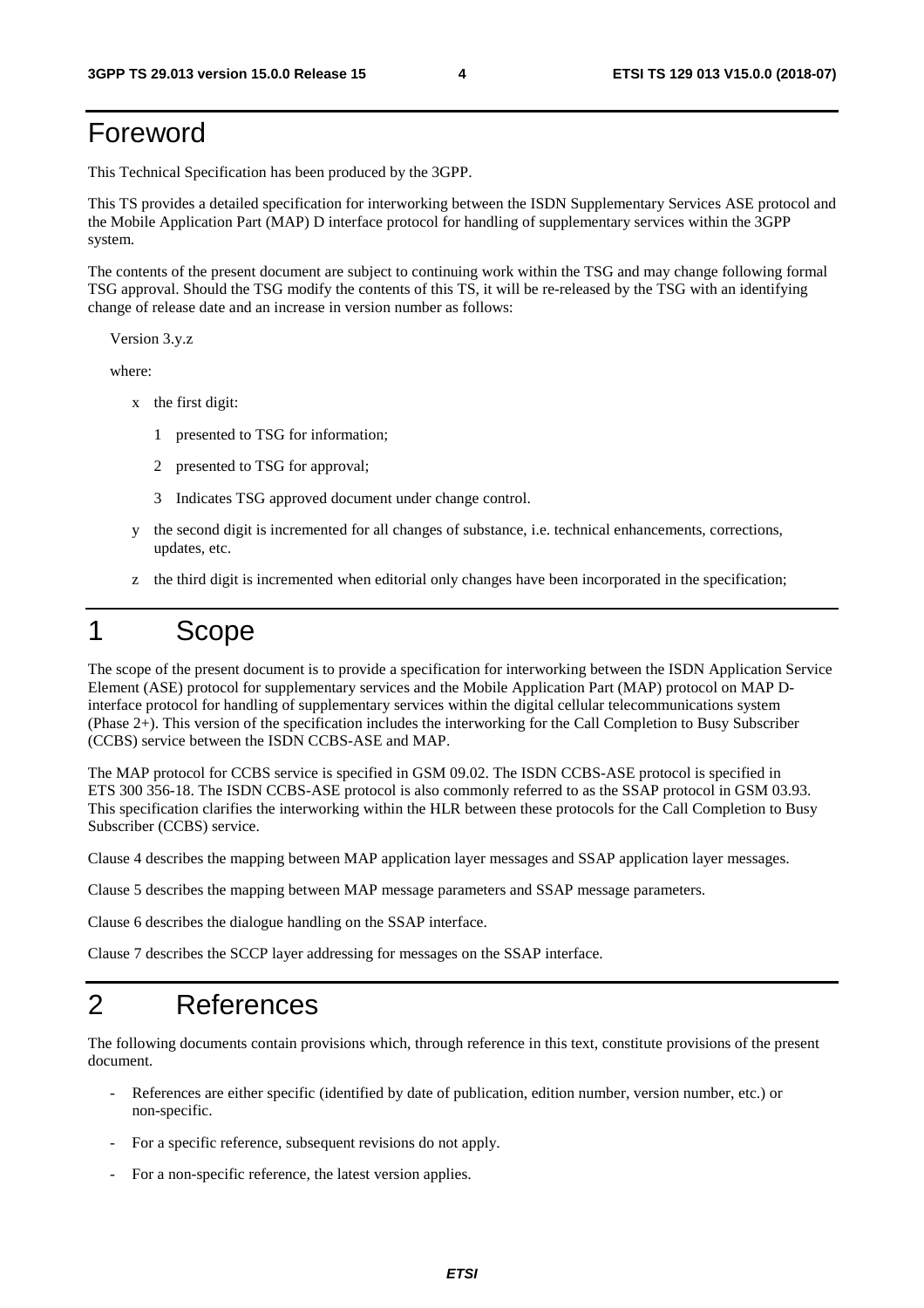# Foreword

This Technical Specification has been produced by the 3GPP.

This TS provides a detailed specification for interworking between the ISDN Supplementary Services ASE protocol and the Mobile Application Part (MAP) D interface protocol for handling of supplementary services within the 3GPP system.

The contents of the present document are subject to continuing work within the TSG and may change following formal TSG approval. Should the TSG modify the contents of this TS, it will be re-released by the TSG with an identifying change of release date and an increase in version number as follows:

Version 3.y.z

where:

- x the first digit:
    - 1 presented to TSG for information;
    - 2 presented to TSG for approval;
    - 3 Indicates TSG approved document under change control.
- y the second digit is incremented for all changes of substance, i.e. technical enhancements, corrections, updates, etc.
- z the third digit is incremented when editorial only changes have been incorporated in the specification;

# 1 Scope

The scope of the present document is to provide a specification for interworking between the ISDN Application Service Element (ASE) protocol for supplementary services and the Mobile Application Part (MAP) protocol on MAP D-interface protocol for handling of supplementary services within the digital cellular telecommunications system (Phase 2+). This version of the specification includes the interworking for the Call Completion to Busy Subscriber (CCBS) service between the ISDN CCBS-ASE and MAP.

The MAP protocol for CCBS service is specified in GSM 09.02. The ISDN CCBS-ASE protocol is specified in ETS 300 356-18. The ISDN CCBS-ASE protocol is also commonly referred to as the SSAP protocol in GSM 03.93. This specification clarifies the interworking within the HLR between these protocols for the Call Completion to Busy Subscriber (CCBS) service.

Clause 4 describes the mapping between MAP application layer messages and SSAP application layer messages.

Clause 5 describes the mapping between MAP message parameters and SSAP message parameters.

Clause 6 describes the dialogue handling on the SSAP interface.

Clause 7 describes the SCCP layer addressing for messages on the SSAP interface.

# 2 References

The following documents contain provisions which, through reference in this text, constitute provisions of the present document.

- References are either specific (identified by date of publication, edition number, version number, etc.) or non-specific.
- For a specific reference, subsequent revisions do not apply.
- For a non-specific reference, the latest version applies.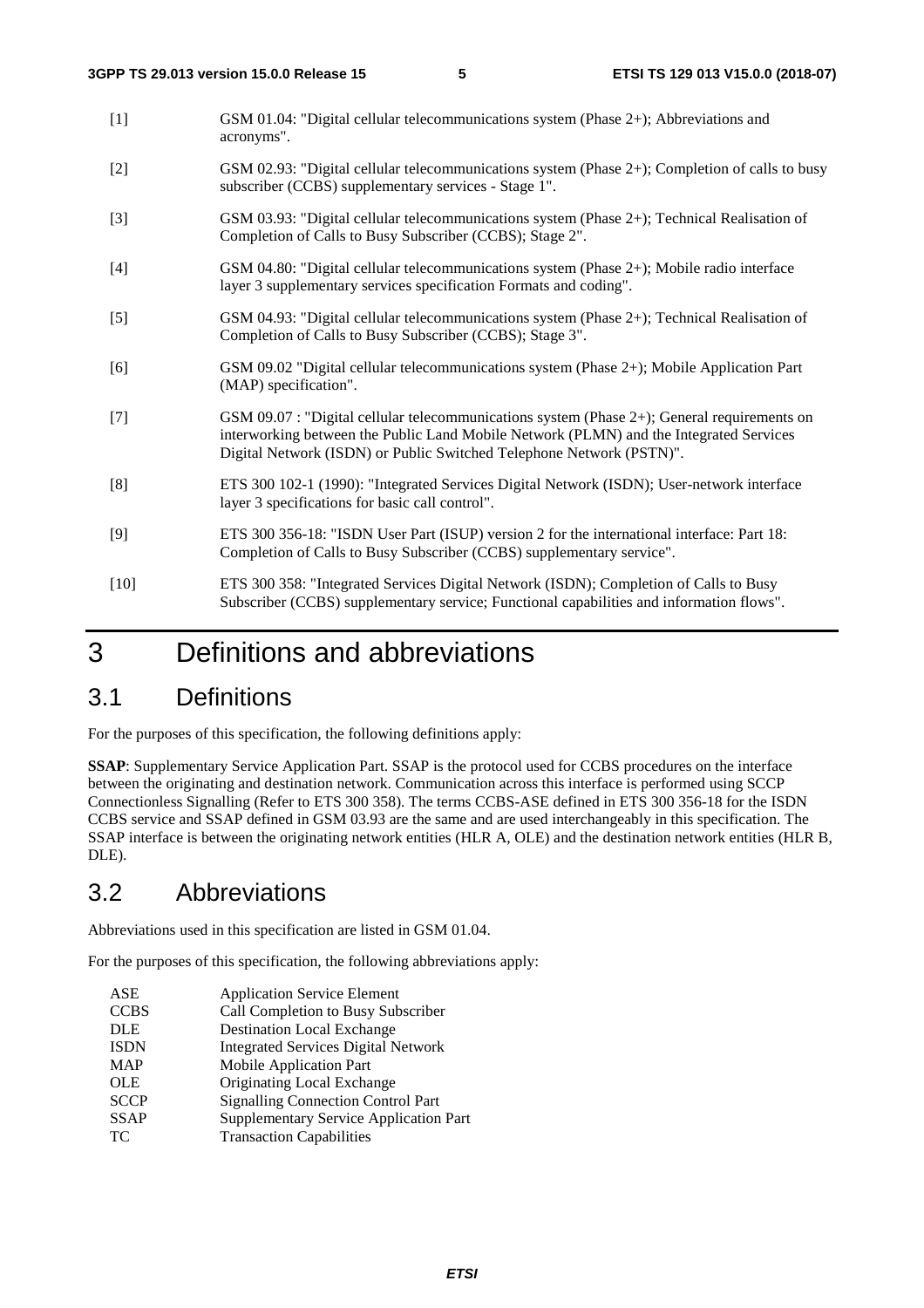[1] GSM 01.04: "Digital cellular telecommunications system (Phase 2+); Abbreviations and acronyms".

[2] GSM 02.93: "Digital cellular telecommunications system (Phase 2+); Completion of calls to busy subscriber (CCBS) supplementary services - Stage 1".

[3] GSM 03.93: "Digital cellular telecommunications system (Phase 2+); Technical Realisation of Completion of Calls to Busy Subscriber (CCBS); Stage 2".

[4] GSM 04.80: "Digital cellular telecommunications system (Phase 2+); Mobile radio interface layer 3 supplementary services specification Formats and coding".

[5] GSM 04.93: "Digital cellular telecommunications system (Phase 2+); Technical Realisation of Completion of Calls to Busy Subscriber (CCBS); Stage 3".

[6] GSM 09.02 "Digital cellular telecommunications system (Phase 2+); Mobile Application Part (MAP) specification".

[7] GSM 09.07 : "Digital cellular telecommunications system (Phase 2+); General requirements on interworking between the Public Land Mobile Network (PLMN) and the Integrated Services Digital Network (ISDN) or Public Switched Telephone Network (PSTN)".

[8] ETS 300 102-1 (1990): "Integrated Services Digital Network (ISDN); User-network interface layer 3 specifications for basic call control".

[9] ETS 300 356-18: "ISDN User Part (ISUP) version 2 for the international interface: Part 18: Completion of Calls to Busy Subscriber (CCBS) supplementary service".

[10] ETS 300 358: "Integrated Services Digital Network (ISDN); Completion of Calls to Busy Subscriber (CCBS) supplementary service; Functional capabilities and information flows".

# 3 Definitions and abbreviations

## 3.1 Definitions

For the purposes of this specification, the following definitions apply:

**SSAP**: Supplementary Service Application Part. SSAP is the protocol used for CCBS procedures on the interface between the originating and destination network. Communication across this interface is performed using SCCP Connectionless Signalling (Refer to ETS 300 358). The terms CCBS-ASE defined in ETS 300 356-18 for the ISDN CCBS service and SSAP defined in GSM 03.93 are the same and are used interchangeably in this specification. The SSAP interface is between the originating network entities (HLR A, OLE) and the destination network entities (HLR B, DLE).

## 3.2 Abbreviations

Abbreviations used in this specification are listed in GSM 01.04.

For the purposes of this specification, the following abbreviations apply:

| | |
|---|---|
| ASE | Application Service Element |
| CCBS | Call Completion to Busy Subscriber |
| DLE | Destination Local Exchange |
| ISDN | Integrated Services Digital Network |
| MAP | Mobile Application Part |
| OLE | Originating Local Exchange |
| SCCP | Signalling Connection Control Part |
| SSAP | Supplementary Service Application Part |
| TC | Transaction Capabilities |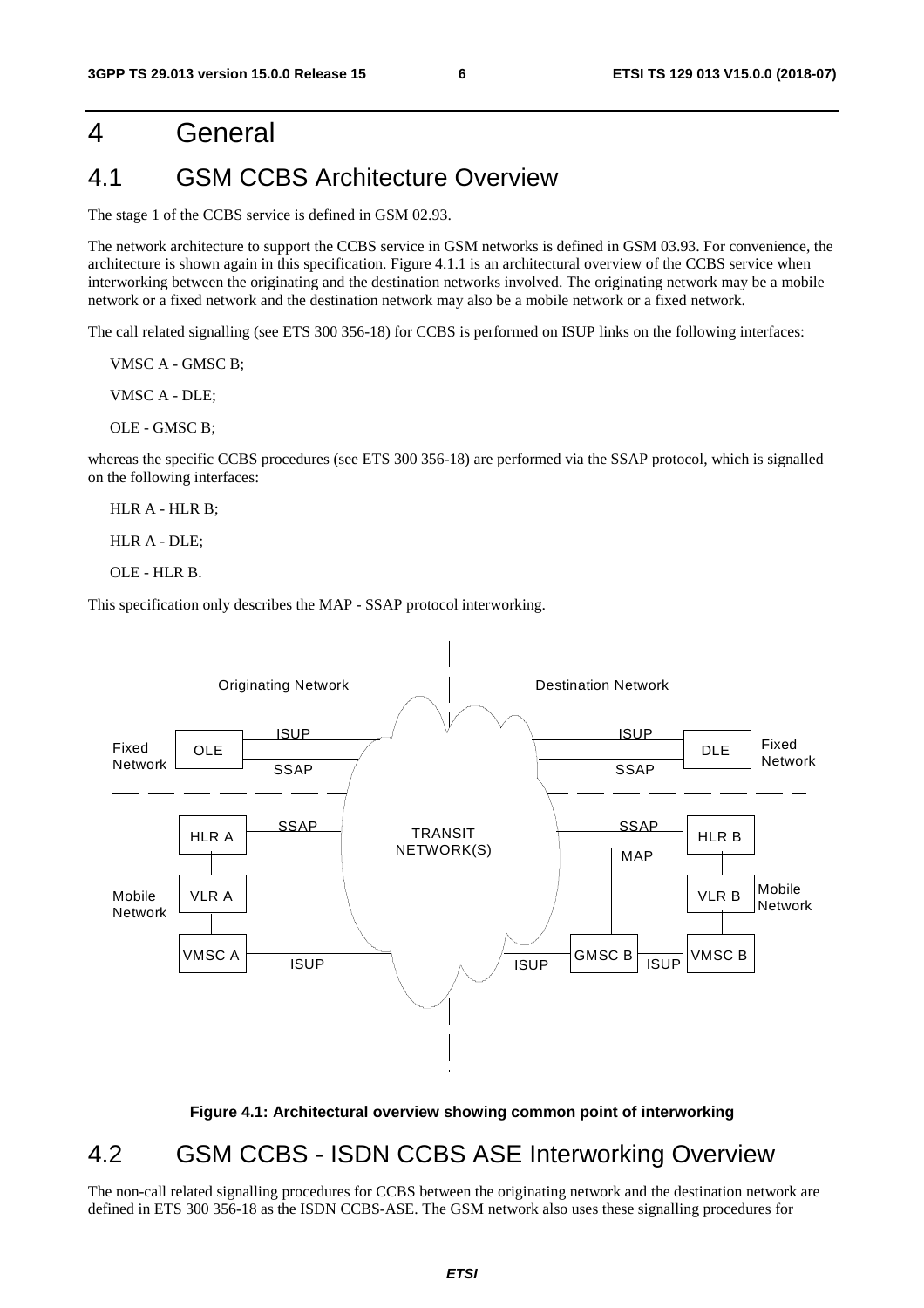# 4 General

## 4.1 GSM CCBS Architecture Overview

The stage 1 of the CCBS service is defined in GSM 02.93.

The network architecture to support the CCBS service in GSM networks is defined in GSM 03.93. For convenience, the architecture is shown again in this specification. Figure 4.1.1 is an architectural overview of the CCBS service when interworking between the originating and the destination networks involved. The originating network may be a mobile network or a fixed network and the destination network may also be a mobile network or a fixed network.

The call related signalling (see ETS 300 356-18) for CCBS is performed on ISUP links on the following interfaces:

VMSC A - GMSC B;

VMSC A - DLE;

OLE - GMSC B;

whereas the specific CCBS procedures (see ETS 300 356-18) are performed via the SSAP protocol, which is signalled on the following interfaces:

HLR A - HLR B;

HLR A - DLE;

OLE - HLR B.

This specification only describes the MAP - SSAP protocol interworking.

**Figure 4.1: Architectural overview showing common point of interworking**

## 4.2 GSM CCBS - ISDN CCBS ASE Interworking Overview

The non-call related signalling procedures for CCBS between the originating network and the destination network are defined in ETS 300 356-18 as the ISDN CCBS-ASE. The GSM network also uses these signalling procedures for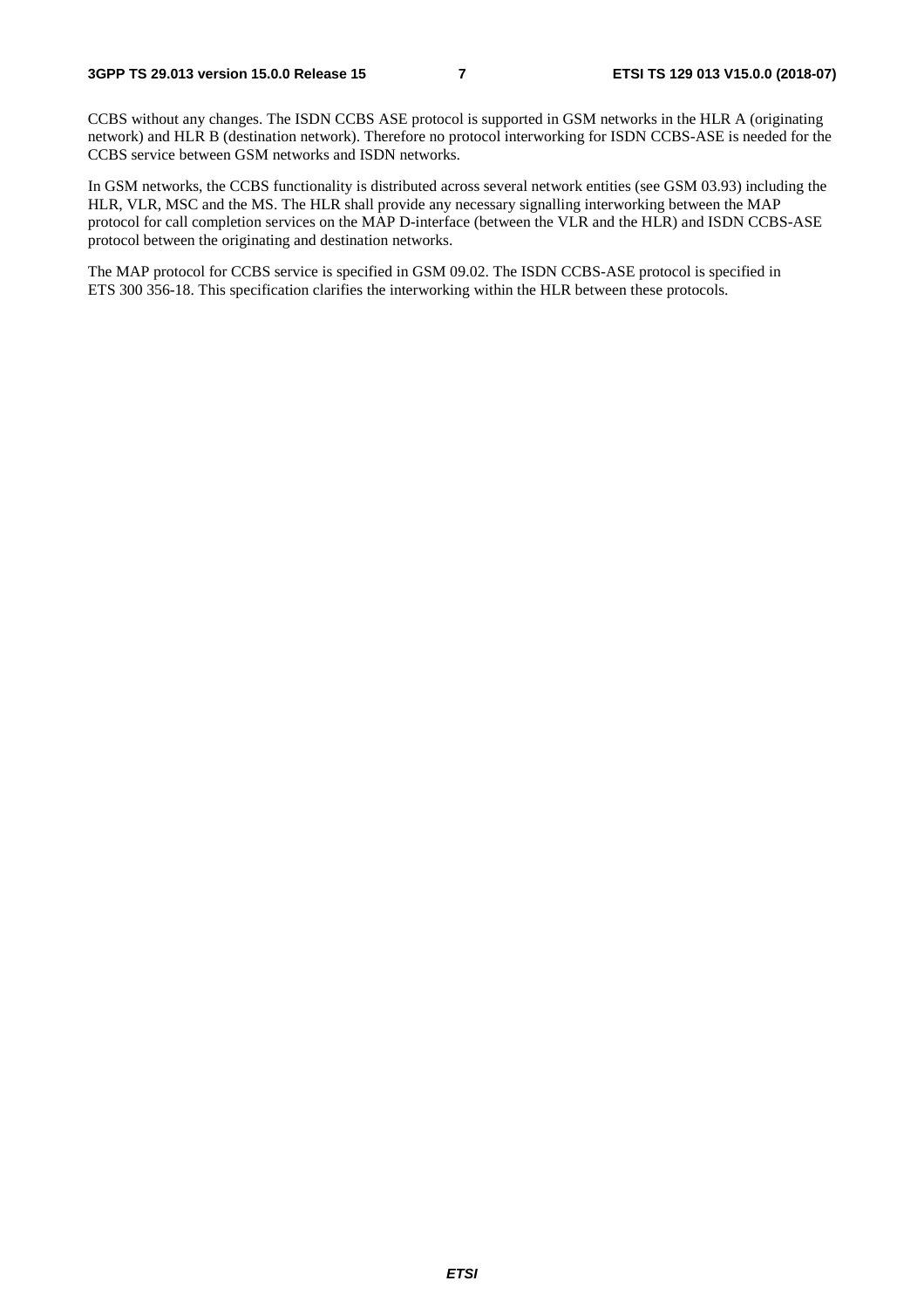CCBS without any changes. The ISDN CCBS ASE protocol is supported in GSM networks in the HLR A (originating network) and HLR B (destination network). Therefore no protocol interworking for ISDN CCBS-ASE is needed for the CCBS service between GSM networks and ISDN networks.

In GSM networks, the CCBS functionality is distributed across several network entities (see GSM 03.93) including the HLR, VLR, MSC and the MS. The HLR shall provide any necessary signalling interworking between the MAP protocol for call completion services on the MAP D-interface (between the VLR and the HLR) and ISDN CCBS-ASE protocol between the originating and destination networks.

The MAP protocol for CCBS service is specified in GSM 09.02. The ISDN CCBS-ASE protocol is specified in ETS 300 356-18. This specification clarifies the interworking within the HLR between these protocols.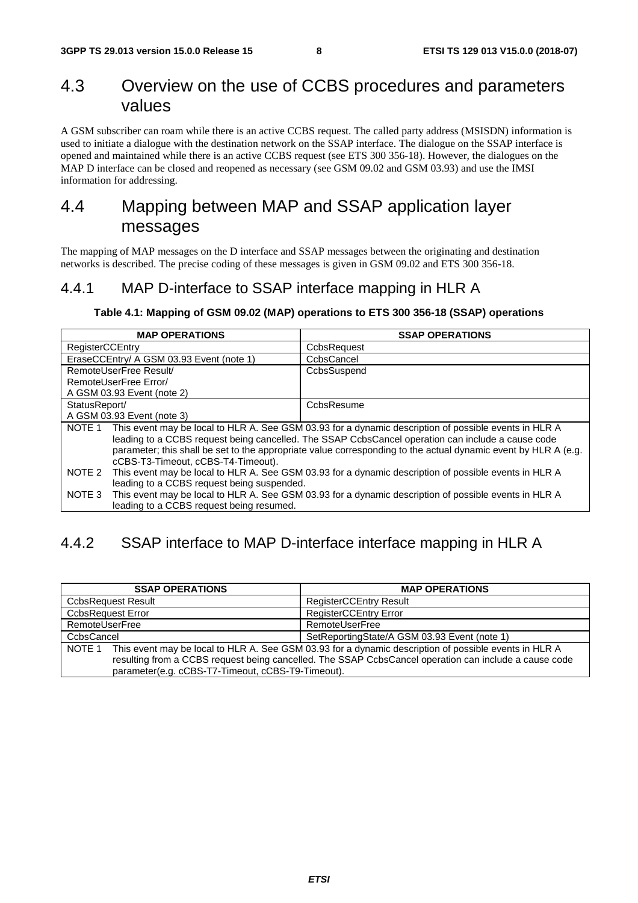## 4.3 Overview on the use of CCBS procedures and parameters values

A GSM subscriber can roam while there is an active CCBS request. The called party address (MSISDN) information is used to initiate a dialogue with the destination network on the SSAP interface. The dialogue on the SSAP interface is opened and maintained while there is an active CCBS request (see ETS 300 356-18). However, the dialogues on the MAP D interface can be closed and reopened as necessary (see GSM 09.02 and GSM 03.93) and use the IMSI information for addressing.

## 4.4 Mapping between MAP and SSAP application layer messages

The mapping of MAP messages on the D interface and SSAP messages between the originating and destination networks is described. The precise coding of these messages is given in GSM 09.02 and ETS 300 356-18.

### 4.4.1 MAP D-interface to SSAP interface mapping in HLR A

**Table 4.1: Mapping of GSM 09.02 (MAP) operations to ETS 300 356-18 (SSAP) operations**

| MAP OPERATIONS | SSAP OPERATIONS |
|---|---|
| RegisterCCEntry | CcbsRequest |
| EraseCCEntry/ A GSM 03.93 Event (note 1) | CcbsCancel |
| RemoteUserFree Result/<br>RemoteUserFree Error/<br>A GSM 03.93 Event (note 2) | CcbsSuspend |
| StatusReport/<br>A GSM 03.93 Event (note 3) | CcbsResume |
| NOTE 1 This event may be local to HLR A. See GSM 03.93 for a dynamic description of possible events in HLR A leading to a CCBS request being cancelled. The SSAP CcbsCancel operation can include a cause code parameter; this shall be set to the appropriate value corresponding to the actual dynamic event by HLR A (e.g. cCBS-T3-Timeout, cCBS-T4-Timeout).<br>NOTE 2 This event may be local to HLR A. See GSM 03.93 for a dynamic description of possible events in HLR A leading to a CCBS request being suspended.<br>NOTE 3 This event may be local to HLR A. See GSM 03.93 for a dynamic description of possible events in HLR A leading to a CCBS request being resumed. | |

### 4.4.2 SSAP interface to MAP D-interface interface mapping in HLR A

| SSAP OPERATIONS | MAP OPERATIONS |
|---|---|
| CcbsRequest Result | RegisterCCEntry Result |
| CcbsRequest Error | RegisterCCEntry Error |
| RemoteUserFree | RemoteUserFree |
| CcbsCancel | SetReportingState/A GSM 03.93 Event (note 1) |
| NOTE 1 This event may be local to HLR A. See GSM 03.93 for a dynamic description of possible events in HLR A resulting from a CCBS request being cancelled. The SSAP CcbsCancel operation can include a cause code parameter(e.g. cCBS-T7-Timeout, cCBS-T9-Timeout). | |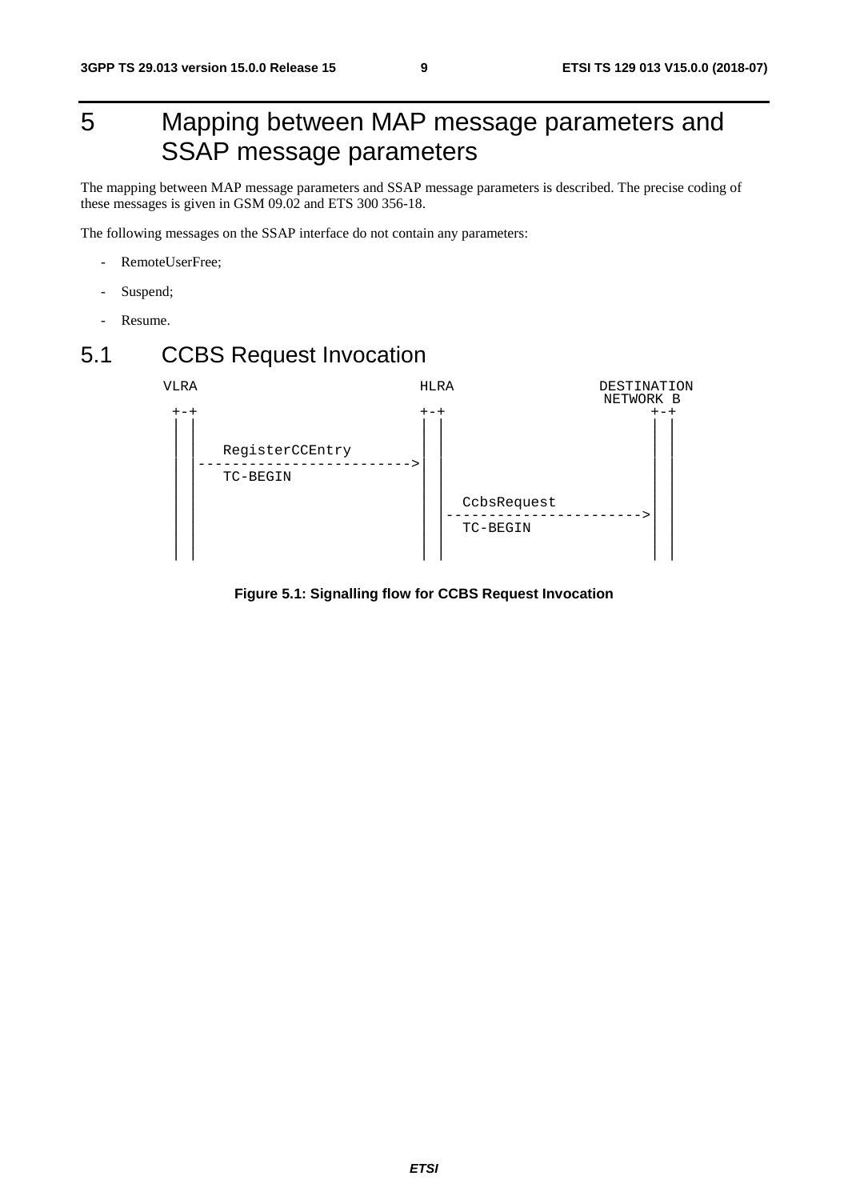# 5 Mapping between MAP message parameters and SSAP message parameters

The mapping between MAP message parameters and SSAP message parameters is described. The precise coding of these messages is given in GSM 09.02 and ETS 300 356-18.

The following messages on the SSAP interface do not contain any parameters:

- RemoteUserFree;
- Suspend;
- Resume.

## 5.1 CCBS Request Invocation

```
  VLRA                          HLRA                DESTINATION
                                                     NETWORK B
   +-+                           +-+                      +-+
   | |                           | |                      | |
   | |                           | |                      | |
   | |    RegisterCCEntry        | |                      | |
   | |-------------------------->| |                      | |
   | |    TC-BEGIN               | |                      | |
   | |                           | |  CcbsRequest         | |
   | |                           | |--------------------->| |
   | |                           | |  TC-BEGIN            | |
   | |                           | |                      | |
   | |                           | |                      | |
```

**Figure 5.1: Signalling flow for CCBS Request Invocation**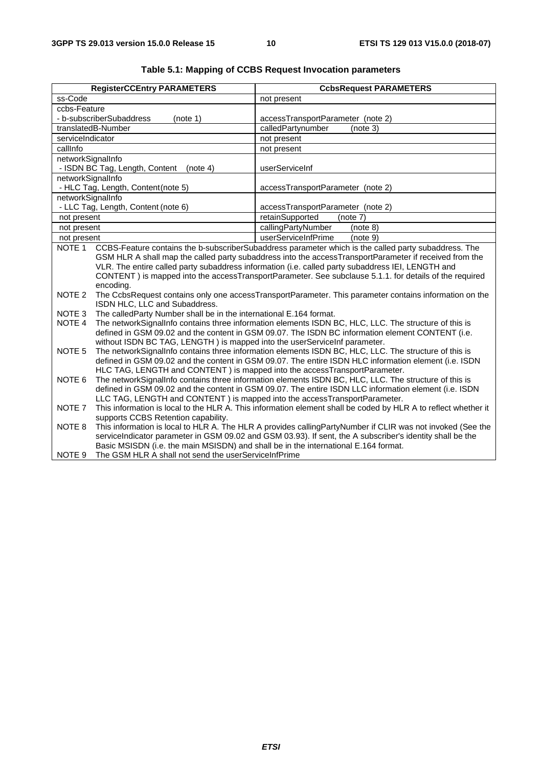**Table 5.1: Mapping of CCBS Request Invocation parameters**

| RegisterCCEntry PARAMETERS | CcbsRequest PARAMETERS |
| --- | --- |
| ss-Code | not present |
| ccbs-Feature<br>- b-subscriberSubaddress (note 1) | accessTransportParameter (note 2) |
| translatedB-Number | calledPartynumber (note 3) |
| serviceIndicator | not present |
| callInfo | not present |
| networkSignalInfo<br>- ISDN BC Tag, Length, Content (note 4) | userServiceInf |
| networkSignalInfo<br>- HLC Tag, Length, Content(note 5) | accessTransportParameter (note 2) |
| networkSignalInfo<br>- LLC Tag, Length, Content (note 6) | accessTransportParameter (note 2) |
| not present | retainSupported (note 7) |
| not present | callingPartyNumber (note 8) |
| not present | userServiceInfPrime (note 9) |

NOTE 1 CCBS-Feature contains the b-subscriberSubaddress parameter which is the called party subaddress. The GSM HLR A shall map the called party subaddress into the accessTransportParameter if received from the VLR. The entire called party subaddress information (i.e. called party subaddress IEI, LENGTH and CONTENT ) is mapped into the accessTransportParameter. See subclause 5.1.1. for details of the required encoding.

NOTE 2 The CcbsRequest contains only one accessTransportParameter. This parameter contains information on the ISDN HLC, LLC and Subaddress.

NOTE 3 The calledParty Number shall be in the international E.164 format.

NOTE 4 The networkSignalInfo contains three information elements ISDN BC, HLC, LLC. The structure of this is defined in GSM 09.02 and the content in GSM 09.07. The ISDN BC information element CONTENT (i.e. without ISDN BC TAG, LENGTH ) is mapped into the userServiceInf parameter.

NOTE 5 The networkSignalInfo contains three information elements ISDN BC, HLC, LLC. The structure of this is defined in GSM 09.02 and the content in GSM 09.07. The entire ISDN HLC information element (i.e. ISDN HLC TAG, LENGTH and CONTENT ) is mapped into the accessTransportParameter.

NOTE 6 The networkSignalInfo contains three information elements ISDN BC, HLC, LLC. The structure of this is defined in GSM 09.02 and the content in GSM 09.07. The entire ISDN LLC information element (i.e. ISDN LLC TAG, LENGTH and CONTENT ) is mapped into the accessTransportParameter.

NOTE 7 This information is local to the HLR A. This information element shall be coded by HLR A to reflect whether it supports CCBS Retention capability.

NOTE 8 This information is local to HLR A. The HLR A provides callingPartyNumber if CLIR was not invoked (See the serviceIndicator parameter in GSM 09.02 and GSM 03.93). If sent, the A subscriber's identity shall be the Basic MSISDN (i.e. the main MSISDN) and shall be in the international E.164 format.

NOTE 9 The GSM HLR A shall not send the userServiceInfPrime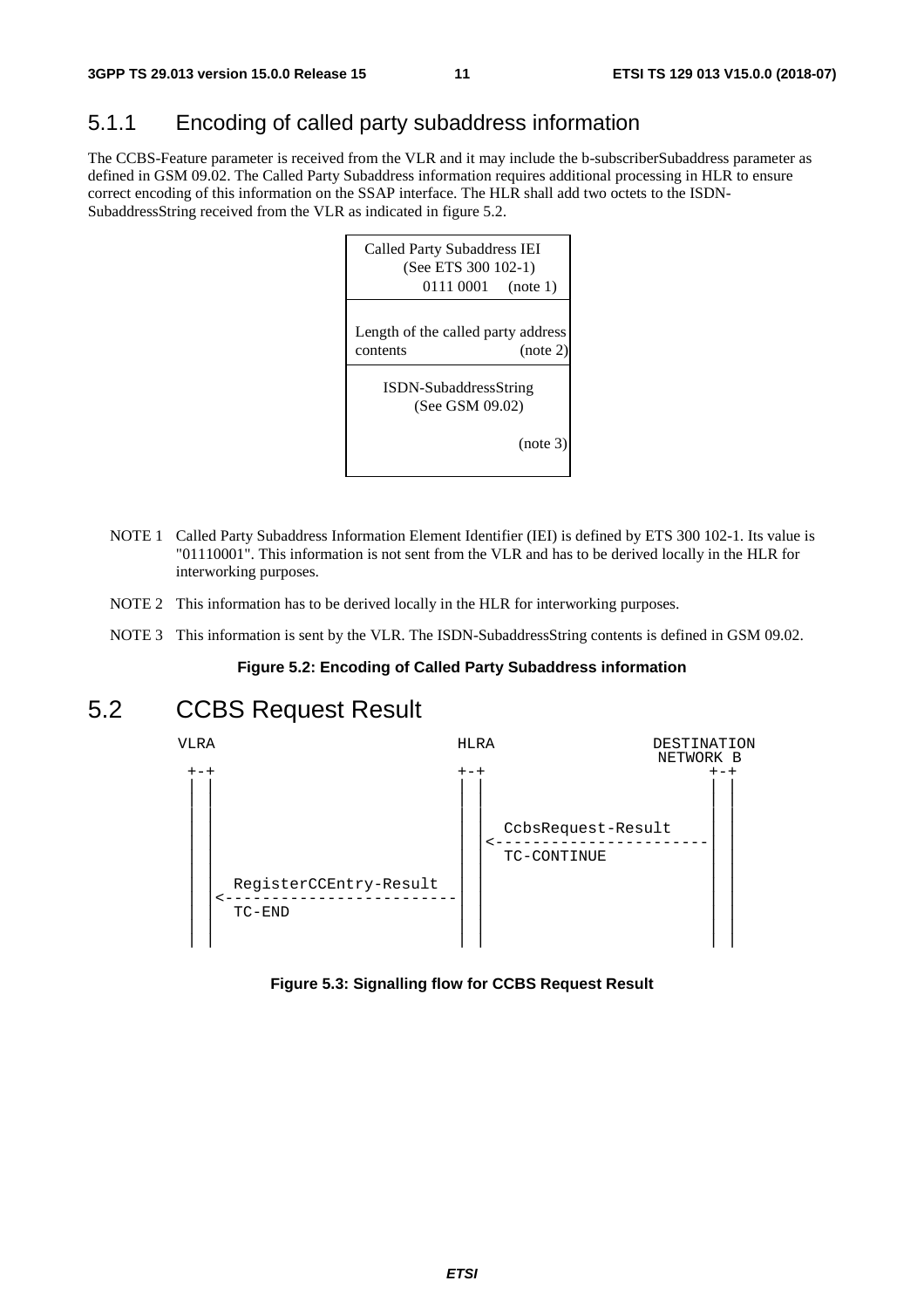### 5.1.1 Encoding of called party subaddress information

The CCBS-Feature parameter is received from the VLR and it may include the b-subscriberSubaddress parameter as defined in GSM 09.02. The Called Party Subaddress information requires additional processing in HLR to ensure correct encoding of this information on the SSAP interface. The HLR shall add two octets to the ISDN-SubaddressString received from the VLR as indicated in figure 5.2.

| Called Party Subaddress IEI (See ETS 300 102-1) 0111 0001 (note 1) |
|---|
| Length of the called party address contents (note 2) |
| ISDN-SubaddressString (See GSM 09.02) (note 3) |

NOTE 1 Called Party Subaddress Information Element Identifier (IEI) is defined by ETS 300 102-1. Its value is "01110001". This information is not sent from the VLR and has to be derived locally in the HLR for interworking purposes.

NOTE 2 This information has to be derived locally in the HLR for interworking purposes.

NOTE 3 This information is sent by the VLR. The ISDN-SubaddressString contents is defined in GSM 09.02.

**Figure 5.2: Encoding of Called Party Subaddress information**

## 5.2 CCBS Request Result

```
 VLRA                              HLRA                 DESTINATION
                                                         NETWORK B
  +-+                              +-+                       +-+
  | |                              | |                       | |
  | |                              | |                       | |
  | |                              | |   CcbsRequest-Result  | |
  | |                              | |<----------------------| |
  | |                              | |   TC-CONTINUE         | |
  | |                              | |                       | |
  | |   RegisterCCEntry-Result     | |                       | |
  | |<-------------------------    | |                       | |
  | |   TC-END                     | |                       | |
  | |                              | |                       | |
```

**Figure 5.3: Signalling flow for CCBS Request Result**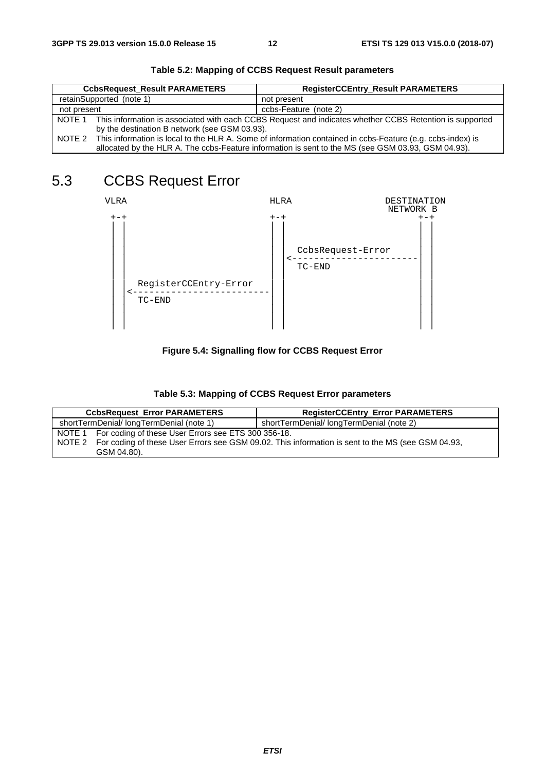**Table 5.2: Mapping of CCBS Request Result parameters**

| CcbsRequest_Result PARAMETERS | RegisterCCEntry_Result PARAMETERS |
|---|---|
| retainSupported (note 1) | not present |
| not present | ccbs-Feature (note 2) |
| NOTE 1 This information is associated with each CCBS Request and indicates whether CCBS Retention is supported by the destination B network (see GSM 03.93).<br>NOTE 2 This information is local to the HLR A. Some of information contained in ccbs-Feature (e.g. ccbs-index) is allocated by the HLR A. The ccbs-Feature information is sent to the MS (see GSM 03.93, GSM 04.93). | |

## 5.3 CCBS Request Error

```
  VLRA                               HLRA                  DESTINATION
                                                            NETWORK B
  +-+                                +-+                      +-+
  | |                                | |                      | |
  | |                                | |                      | |
  | |                                | |  CcbsRequest-Error   | |
  | |                                | |<---------------------| |
  | |                                | |  TC-END              | |
  | |   RegisterCCEntry-Error        | |                      | |
  | |<-------------------------------| |                      | |
  | |   TC-END                       | |                      | |
  | |                                | |                      | |
  | |                                | |                      | |
```

**Figure 5.4: Signalling flow for CCBS Request Error**

**Table 5.3: Mapping of CCBS Request Error parameters**

| CcbsRequest_Error PARAMETERS | RegisterCCEntry_Error PARAMETERS |
|---|---|
| shortTermDenial/ longTermDenial (note 1) | shortTermDenial/ longTermDenial (note 2) |
| NOTE 1 For coding of these User Errors see ETS 300 356-18.<br>NOTE 2 For coding of these User Errors see GSM 09.02. This information is sent to the MS (see GSM 04.93, GSM 04.80). | |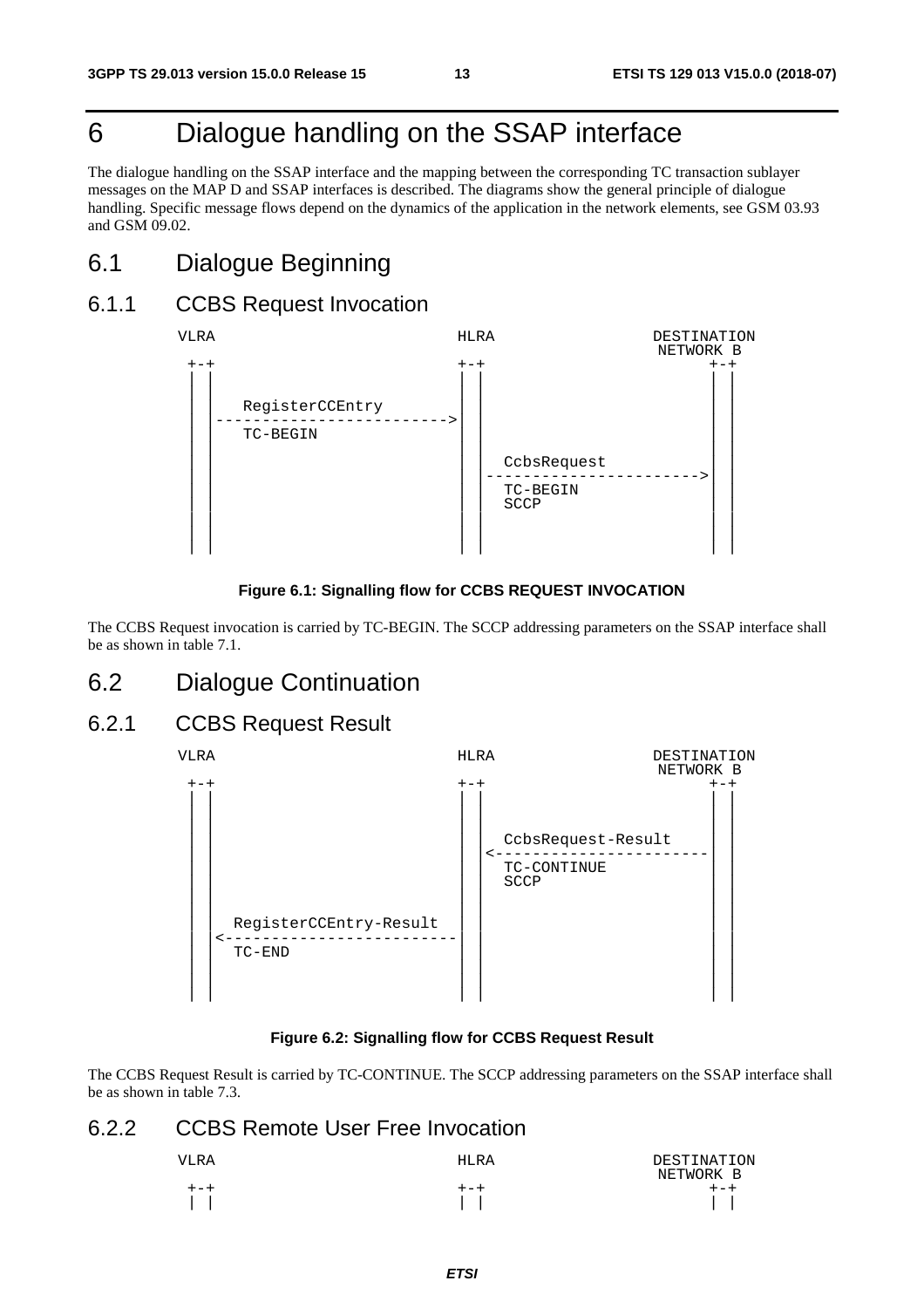# 6 Dialogue handling on the SSAP interface

The dialogue handling on the SSAP interface and the mapping between the corresponding TC transaction sublayer messages on the MAP D and SSAP interfaces is described. The diagrams show the general principle of dialogue handling. Specific message flows depend on the dynamics of the application in the network elements, see GSM 03.93 and GSM 09.02.

## 6.1 Dialogue Beginning

### 6.1.1 CCBS Request Invocation

```
 VLRA                              HLRA               DESTINATION
                                                       NETWORK B
  +-+                              +-+                     +-+
  | |                              | |                     | |
  | |                              | |                     | |
  | |    RegisterCCEntry           | |                     | |
  | | ---------------------------->| |                     | |
  | |    TC-BEGIN                  | |                     | |
  | |                              | |    CcbsRequest      | |
  | |                              | | ------------------------>| |
  | |                              | |    TC-BEGIN         | |
  | |                              | |    SCCP             | |
  | |                              | |                     | |
  | |                              | |                     | |
  | |                              | |                     | |
```

**Figure 6.1: Signalling flow for CCBS REQUEST INVOCATION**

The CCBS Request invocation is carried by TC-BEGIN. The SCCP addressing parameters on the SSAP interface shall be as shown in table 7.1.

## 6.2 Dialogue Continuation

### 6.2.1 CCBS Request Result

```
 VLRA                              HLRA               DESTINATION
                                                       NETWORK B
  +-+                              +-+                     +-+
  | |                              | |                     | |
  | |                              | |                     | |
  | |                              | |    CcbsRequest-Result | |
  | |                              | | <------------------------| |
  | |                              | |    TC-CONTINUE      | |
  | |                              | |    SCCP             | |
  | |                              | |                     | |
  | |   RegisterCCEntry-Result     | |                     | |
  | | <----------------------------| |                     | |
  | |   TC-END                     | |                     | |
  | |                              | |                     | |
  | |                              | |                     | |
```

**Figure 6.2: Signalling flow for CCBS Request Result**

The CCBS Request Result is carried by TC-CONTINUE. The SCCP addressing parameters on the SSAP interface shall be as shown in table 7.3.

### 6.2.2 CCBS Remote User Free Invocation

```
 VLRA                              HLRA               DESTINATION
                                                       NETWORK B
  +-+                              +-+                     +-+
  | |                              | |                     | |
```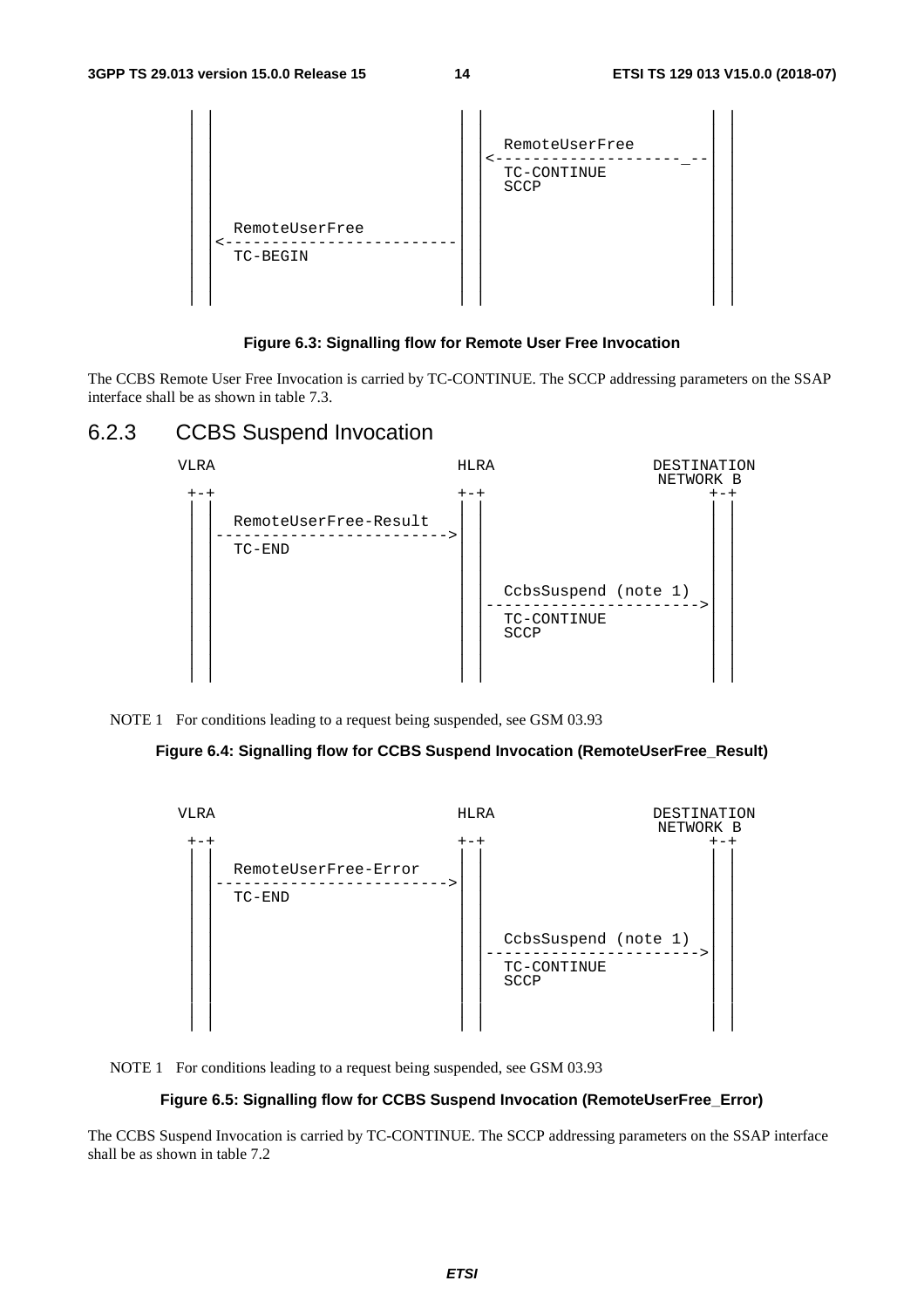```
 | |                               | |                                | |
 | |                               | |   RemoteUserFree               | |
 | |                               | |<--------------------_--        | |
 | |                               | |   TC-CONTINUE                  | |
 | |                               | |   SCCP                         | |
 | |                               | |                                | |
 | |  RemoteUserFree               | |                                | |
 | |<-------------------------     | |                                | |
 | |  TC-BEGIN                     | |                                | |
 | |                               | |                                | |
 | |                               | |                                | |
```

**Figure 6.3: Signalling flow for Remote User Free Invocation**

The CCBS Remote User Free Invocation is carried by TC-CONTINUE. The SCCP addressing parameters on the SSAP interface shall be as shown in table 7.3.

### 6.2.3 CCBS Suspend Invocation

```
VLRA                              HLRA                 DESTINATION
                                                        NETWORK B
 +-+                               +-+                       +-+
 | |                               | |                       | |
 | |  RemoteUserFree-Result        | |                       | |
 | |------------------------->     | |                       | |
 | |  TC-END                       | |                       | |
 | |                               | |                       | |
 | |                               | |   CcbsSuspend (note 1)| |
 | |                               | |----------------------->|
 | |                               | |   TC-CONTINUE         | |
 | |                               | |   SCCP                | |
 | |                               | |                       | |
 | |                               | |                       | |
```

NOTE 1 For conditions leading to a request being suspended, see GSM 03.93

**Figure 6.4: Signalling flow for CCBS Suspend Invocation (RemoteUserFree_Result)**

```
VLRA                              HLRA                 DESTINATION
                                                        NETWORK B
 +-+                               +-+                       +-+
 | |                               | |                       | |
 | |  RemoteUserFree-Error         | |                       | |
 | |------------------------->     | |                       | |
 | |  TC-END                       | |                       | |
 | |                               | |                       | |
 | |                               | |   CcbsSuspend (note 1)| |
 | |                               | |----------------------->|
 | |                               | |   TC-CONTINUE         | |
 | |                               | |   SCCP                | |
 | |                               | |                       | |
 | |                               | |                       | |
```

NOTE 1 For conditions leading to a request being suspended, see GSM 03.93

**Figure 6.5: Signalling flow for CCBS Suspend Invocation (RemoteUserFree_Error)**

The CCBS Suspend Invocation is carried by TC-CONTINUE. The SCCP addressing parameters on the SSAP interface shall be as shown in table 7.2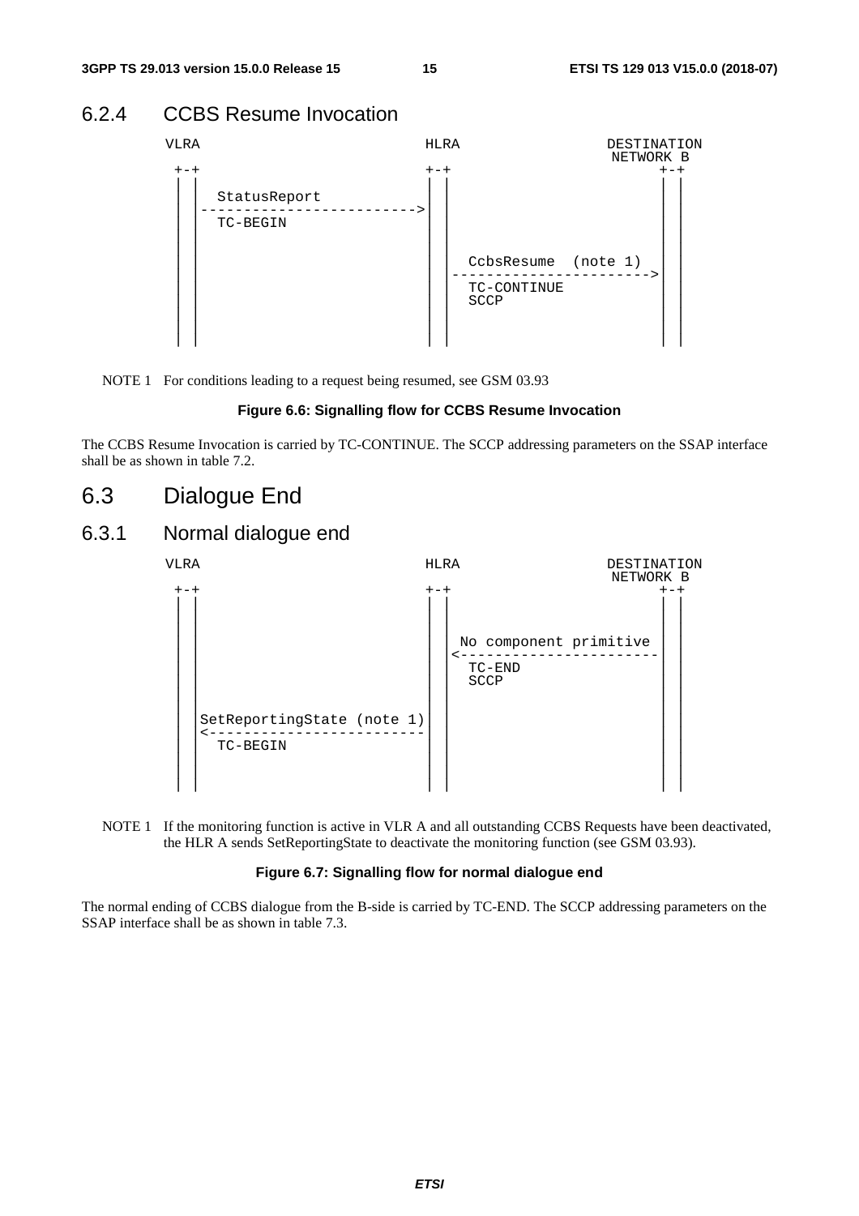### 6.2.4 CCBS Resume Invocation

```
 VLRA                             HLRA                DESTINATION
                                                       NETWORK B
  +-+                             +-+                     +-+
  | |                             | |                     | |
  | |   StatusReport              | |                     | |
  | |------------------------->   | |                     | |
  | |   TC-BEGIN                  | |                     | |
  | |                             | |                     | |
  | |                             | |                     | |
  | |                             | |  CcbsResume  (note 1)| |
  | |                             | |----------------------->|
  | |                             | |  TC-CONTINUE        | |
  | |                             | |  SCCP               | |
  | |                             | |                     | |
  | |                             | |                     | |
  | |                             | |                     | |
```

NOTE 1 For conditions leading to a request being resumed, see GSM 03.93

**Figure 6.6: Signalling flow for CCBS Resume Invocation**

The CCBS Resume Invocation is carried by TC-CONTINUE. The SCCP addressing parameters on the SSAP interface shall be as shown in table 7.2.

## 6.3 Dialogue End

### 6.3.1 Normal dialogue end

```
 VLRA                             HLRA                DESTINATION
                                                       NETWORK B
  +-+                             +-+                     +-+
  | |                             | |                     | |
  | |                             | |                     | |
  | |                             | | No component primitive|
  | |                             | |<-----------------------|
  | |                             | |  TC-END             | |
  | |                             | |  SCCP               | |
  | |                             | |                     | |
  | |SetReportingState (note 1)   | |                     | |
  | |<-------------------------   | |                     | |
  | |   TC-BEGIN                  | |                     | |
  | |                             | |                     | |
  | |                             | |                     | |
```

NOTE 1 If the monitoring function is active in VLR A and all outstanding CCBS Requests have been deactivated, the HLR A sends SetReportingState to deactivate the monitoring function (see GSM 03.93).

**Figure 6.7: Signalling flow for normal dialogue end**

The normal ending of CCBS dialogue from the B-side is carried by TC-END. The SCCP addressing parameters on the SSAP interface shall be as shown in table 7.3.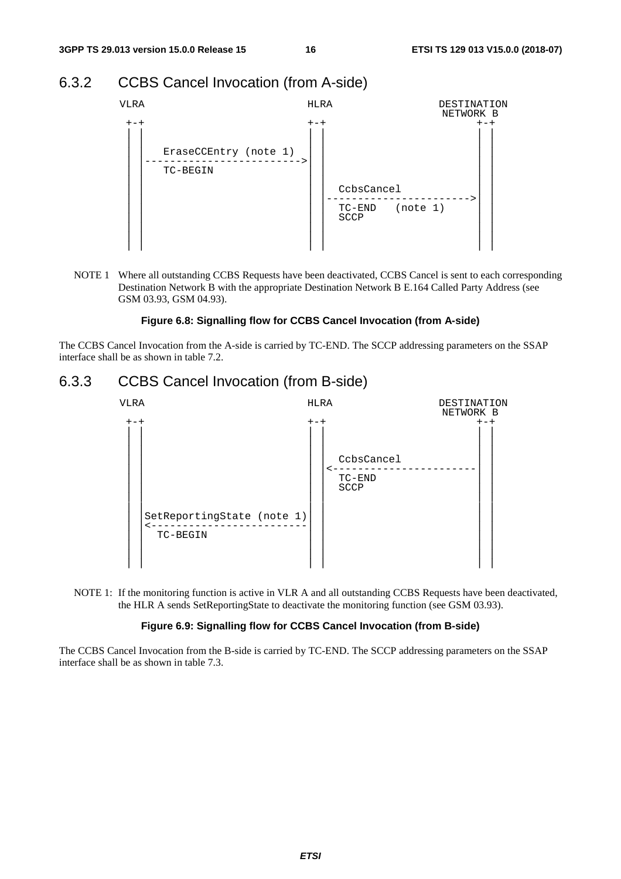## 6.3.2 CCBS Cancel Invocation (from A-side)

```
 VLRA                                HLRA                   DESTINATION
                                                             NETWORK B
  +-+                                 +-+                       +-+
  | |                                 | |                       | |
  | |                                 | |                       | |
  | |    EraseCCEntry (note 1)        | |                       | |
  | |-------------------------------->| |                       | |
  | |    TC-BEGIN                     | |                       | |
  | |                                 | |                       | |
  | |                                 | |  CcbsCancel           | |
  | |                                 | |---------------------->| |
  | |                                 | |  TC-END   (note 1)    | |
  | |                                 | |  SCCP                 | |
  | |                                 | |                       | |
  | |                                 | |                       | |
  | |                                 | |                       | |
```

NOTE 1 Where all outstanding CCBS Requests have been deactivated, CCBS Cancel is sent to each corresponding Destination Network B with the appropriate Destination Network B E.164 Called Party Address (see GSM 03.93, GSM 04.93).

**Figure 6.8: Signalling flow for CCBS Cancel Invocation (from A-side)**

The CCBS Cancel Invocation from the A-side is carried by TC-END. The SCCP addressing parameters on the SSAP interface shall be as shown in table 7.2.

## 6.3.3 CCBS Cancel Invocation (from B-side)

```
 VLRA                                HLRA                   DESTINATION
                                                             NETWORK B
  +-+                                 +-+                       +-+
  | |                                 | |                       | |
  | |                                 | |                       | |
  | |                                 | |  CcbsCancel           | |
  | |                                 | |<----------------------| |
  | |                                 | |  TC-END               | |
  | |                                 | |  SCCP                 | |
  | |                                 | |                       | |
  | |SetReportingState (note 1)       | |                       | |
  | |<--------------------------------| |                       | |
  | |  TC-BEGIN                       | |                       | |
  | |                                 | |                       | |
  | |                                 | |                       | |
```

NOTE 1: If the monitoring function is active in VLR A and all outstanding CCBS Requests have been deactivated, the HLR A sends SetReportingState to deactivate the monitoring function (see GSM 03.93).

**Figure 6.9: Signalling flow for CCBS Cancel Invocation (from B-side)**

The CCBS Cancel Invocation from the B-side is carried by TC-END. The SCCP addressing parameters on the SSAP interface shall be as shown in table 7.3.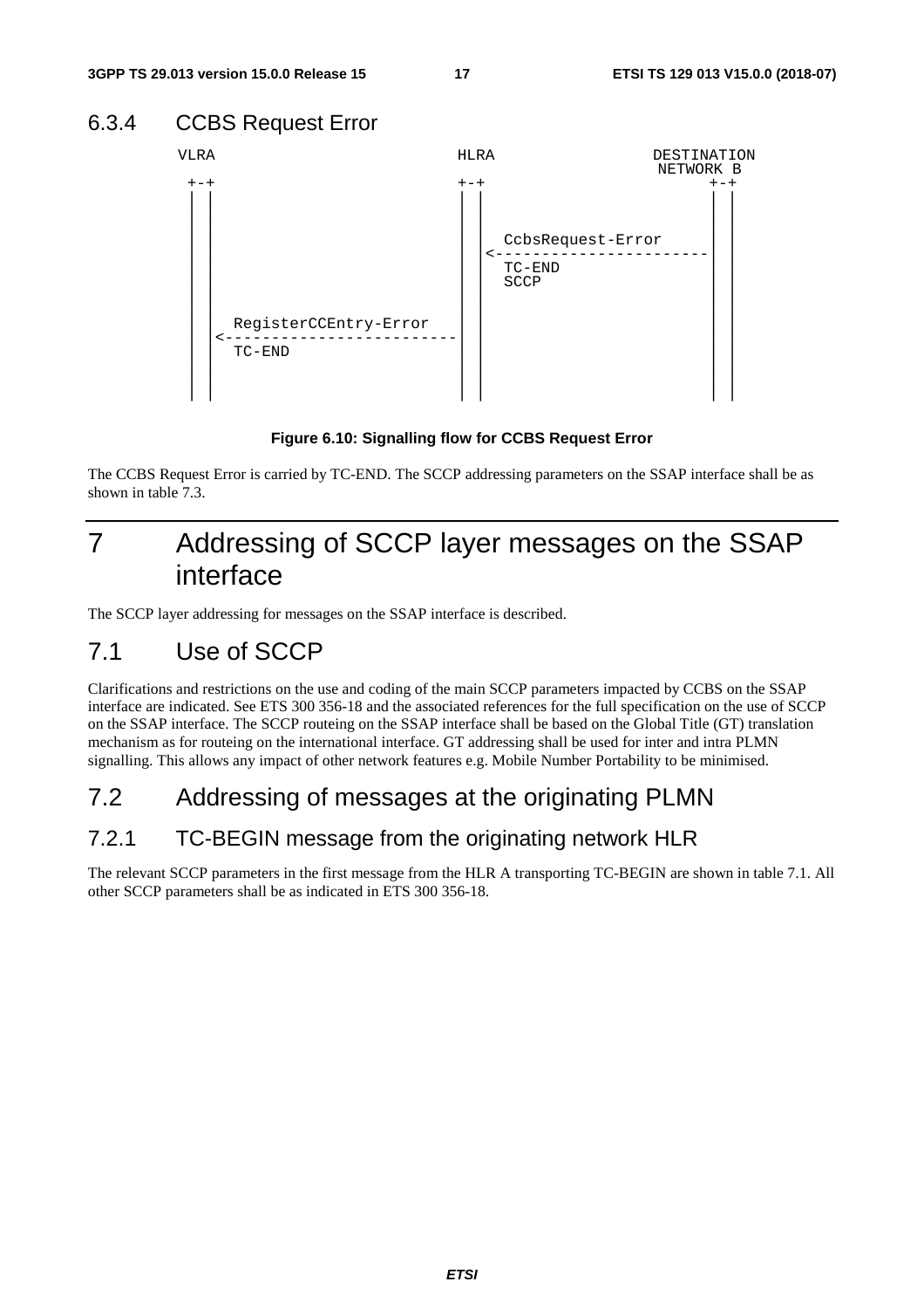### 6.3.4 CCBS Request Error

```
 VLRA                                HLRA                    DESTINATION
                                                               NETWORK B
  +-+                                 +-+                          +-+
  | |                                 | |                          | |
  | |                                 | |                          | |
  | |                                 | |                          | |
  | |                                 | |   CcbsRequest-Error      | |
  | |                                 | |<-------------------------| |
  | |                                 | |   TC-END                 | |
  | |                                 | |   SCCP                   | |
  | |                                 | |                          | |
  | |                                 | |                          | |
  | |   RegisterCCEntry-Error         | |                          | |
  | |<--------------------------------| |                          | |
  | |   TC-END                        | |                          | |
  | |                                 | |                          | |
  | |                                 | |                          | |
  | |                                 | |                          | |
```

**Figure 6.10: Signalling flow for CCBS Request Error**

The CCBS Request Error is carried by TC-END. The SCCP addressing parameters on the SSAP interface shall be as shown in table 7.3.

# 7 Addressing of SCCP layer messages on the SSAP interface

The SCCP layer addressing for messages on the SSAP interface is described.

## 7.1 Use of SCCP

Clarifications and restrictions on the use and coding of the main SCCP parameters impacted by CCBS on the SSAP interface are indicated. See ETS 300 356-18 and the associated references for the full specification on the use of SCCP on the SSAP interface. The SCCP routeing on the SSAP interface shall be based on the Global Title (GT) translation mechanism as for routeing on the international interface. GT addressing shall be used for inter and intra PLMN signalling. This allows any impact of other network features e.g. Mobile Number Portability to be minimised.

## 7.2 Addressing of messages at the originating PLMN

### 7.2.1 TC-BEGIN message from the originating network HLR

The relevant SCCP parameters in the first message from the HLR A transporting TC-BEGIN are shown in table 7.1. All other SCCP parameters shall be as indicated in ETS 300 356-18.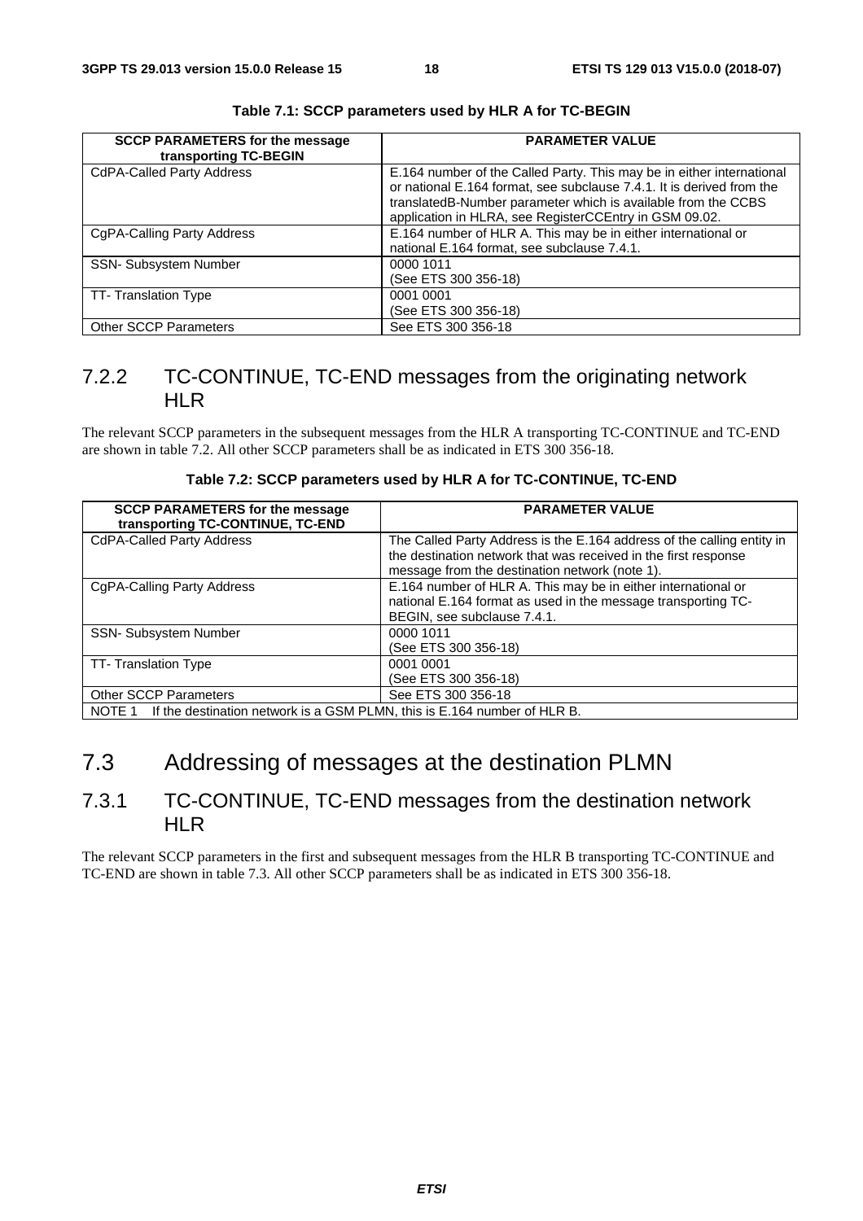**Table 7.1: SCCP parameters used by HLR A for TC-BEGIN**

| SCCP PARAMETERS for the message transporting TC-BEGIN | PARAMETER VALUE |
|---|---|
| CdPA-Called Party Address | E.164 number of the Called Party. This may be in either international or national E.164 format, see subclause 7.4.1. It is derived from the translatedB-Number parameter which is available from the CCBS application in HLRA, see RegisterCCEntry in GSM 09.02. |
| CgPA-Calling Party Address | E.164 number of HLR A. This may be in either international or national E.164 format, see subclause 7.4.1. |
| SSN- Subsystem Number | 0000 1011 (See ETS 300 356-18) |
| TT- Translation Type | 0001 0001 (See ETS 300 356-18) |
| Other SCCP Parameters | See ETS 300 356-18 |

### 7.2.2 TC-CONTINUE, TC-END messages from the originating network HLR

The relevant SCCP parameters in the subsequent messages from the HLR A transporting TC-CONTINUE and TC-END are shown in table 7.2. All other SCCP parameters shall be as indicated in ETS 300 356-18.

**Table 7.2: SCCP parameters used by HLR A for TC-CONTINUE, TC-END**

| SCCP PARAMETERS for the message transporting TC-CONTINUE, TC-END | PARAMETER VALUE |
|---|---|
| CdPA-Called Party Address | The Called Party Address is the E.164 address of the calling entity in the destination network that was received in the first response message from the destination network (note 1). |
| CgPA-Calling Party Address | E.164 number of HLR A. This may be in either international or national E.164 format as used in the message transporting TC-BEGIN, see subclause 7.4.1. |
| SSN- Subsystem Number | 0000 1011 (See ETS 300 356-18) |
| TT- Translation Type | 0001 0001 (See ETS 300 356-18) |
| Other SCCP Parameters | See ETS 300 356-18 |
| NOTE 1 If the destination network is a GSM PLMN, this is E.164 number of HLR B. | |

## 7.3 Addressing of messages at the destination PLMN

### 7.3.1 TC-CONTINUE, TC-END messages from the destination network HLR

The relevant SCCP parameters in the first and subsequent messages from the HLR B transporting TC-CONTINUE and TC-END are shown in table 7.3. All other SCCP parameters shall be as indicated in ETS 300 356-18.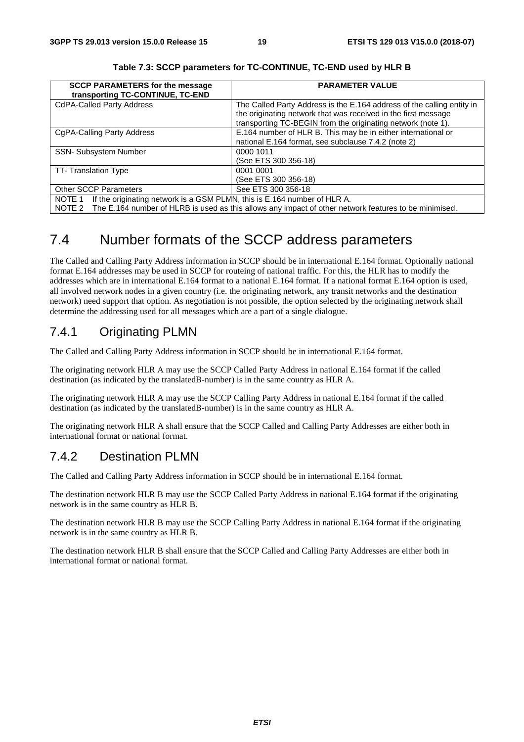**Table 7.3: SCCP parameters for TC-CONTINUE, TC-END used by HLR B**

| SCCP PARAMETERS for the message transporting TC-CONTINUE, TC-END | PARAMETER VALUE |
|---|---|
| CdPA-Called Party Address | The Called Party Address is the E.164 address of the calling entity in the originating network that was received in the first message transporting TC-BEGIN from the originating network (note 1). |
| CgPA-Calling Party Address | E.164 number of HLR B. This may be in either international or national E.164 format, see subclause 7.4.2 (note 2) |
| SSN- Subsystem Number | 0000 1011 (See ETS 300 356-18) |
| TT- Translation Type | 0001 0001 (See ETS 300 356-18) |
| Other SCCP Parameters | See ETS 300 356-18 |
| NOTE 1 If the originating network is a GSM PLMN, this is E.164 number of HLR A. | |
| NOTE 2 The E.164 number of HLRB is used as this allows any impact of other network features to be minimised. | |

# 7.4 Number formats of the SCCP address parameters

The Called and Calling Party Address information in SCCP should be in international E.164 format. Optionally national format E.164 addresses may be used in SCCP for routeing of national traffic. For this, the HLR has to modify the addresses which are in international E.164 format to a national E.164 format. If a national format E.164 option is used, all involved network nodes in a given country (i.e. the originating network, any transit networks and the destination network) need support that option. As negotiation is not possible, the option selected by the originating network shall determine the addressing used for all messages which are a part of a single dialogue.

## 7.4.1 Originating PLMN

The Called and Calling Party Address information in SCCP should be in international E.164 format.

The originating network HLR A may use the SCCP Called Party Address in national E.164 format if the called destination (as indicated by the translatedB-number) is in the same country as HLR A.

The originating network HLR A may use the SCCP Calling Party Address in national E.164 format if the called destination (as indicated by the translatedB-number) is in the same country as HLR A.

The originating network HLR A shall ensure that the SCCP Called and Calling Party Addresses are either both in international format or national format.

## 7.4.2 Destination PLMN

The Called and Calling Party Address information in SCCP should be in international E.164 format.

The destination network HLR B may use the SCCP Called Party Address in national E.164 format if the originating network is in the same country as HLR B.

The destination network HLR B may use the SCCP Calling Party Address in national E.164 format if the originating network is in the same country as HLR B.

The destination network HLR B shall ensure that the SCCP Called and Calling Party Addresses are either both in international format or national format.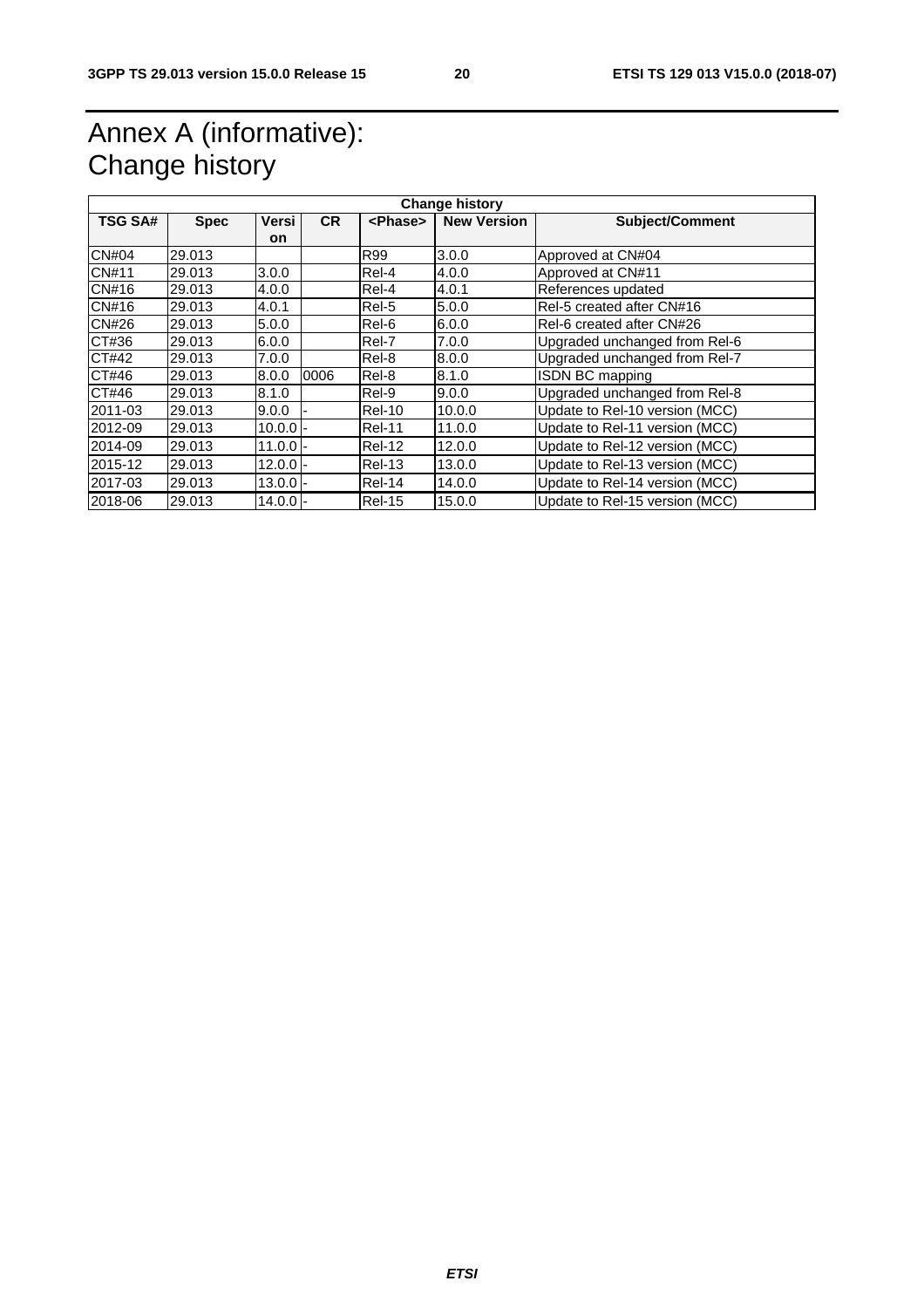# Annex A (informative): Change history

| Change history | | | | | | |
|---|---|---|---|---|---|---|
| **TSG SA#** | **Spec** | **Version** | **CR** | **<Phase>** | **New Version** | **Subject/Comment** |
| CN#04 | 29.013 | | | R99 | 3.0.0 | Approved at CN#04 |
| CN#11 | 29.013 | 3.0.0 | | Rel-4 | 4.0.0 | Approved at CN#11 |
| CN#16 | 29.013 | 4.0.0 | | Rel-4 | 4.0.1 | References updated |
| CN#16 | 29.013 | 4.0.1 | | Rel-5 | 5.0.0 | Rel-5 created after CN#16 |
| CN#26 | 29.013 | 5.0.0 | | Rel-6 | 6.0.0 | Rel-6 created after CN#26 |
| CT#36 | 29.013 | 6.0.0 | | Rel-7 | 7.0.0 | Upgraded unchanged from Rel-6 |
| CT#42 | 29.013 | 7.0.0 | | Rel-8 | 8.0.0 | Upgraded unchanged from Rel-7 |
| CT#46 | 29.013 | 8.0.0 | 0006 | Rel-8 | 8.1.0 | ISDN BC mapping |
| CT#46 | 29.013 | 8.1.0 | | Rel-9 | 9.0.0 | Upgraded unchanged from Rel-8 |
| 2011-03 | 29.013 | 9.0.0 | - | Rel-10 | 10.0.0 | Update to Rel-10 version (MCC) |
| 2012-09 | 29.013 | 10.0.0 | - | Rel-11 | 11.0.0 | Update to Rel-11 version (MCC) |
| 2014-09 | 29.013 | 11.0.0 | - | Rel-12 | 12.0.0 | Update to Rel-12 version (MCC) |
| 2015-12 | 29.013 | 12.0.0 | - | Rel-13 | 13.0.0 | Update to Rel-13 version (MCC) |
| 2017-03 | 29.013 | 13.0.0 | - | Rel-14 | 14.0.0 | Update to Rel-14 version (MCC) |
| 2018-06 | 29.013 | 14.0.0 | - | Rel-15 | 15.0.0 | Update to Rel-15 version (MCC) |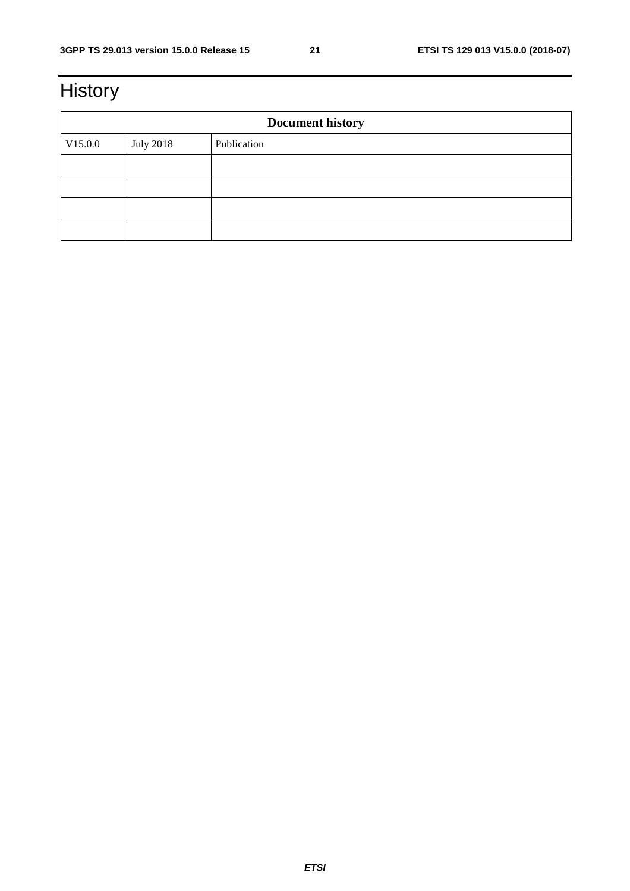# History

| Document history | | |
|---|---|---|
| V15.0.0 | July 2018 | Publication |
| | | |
| | | |
| | | |
| | | |